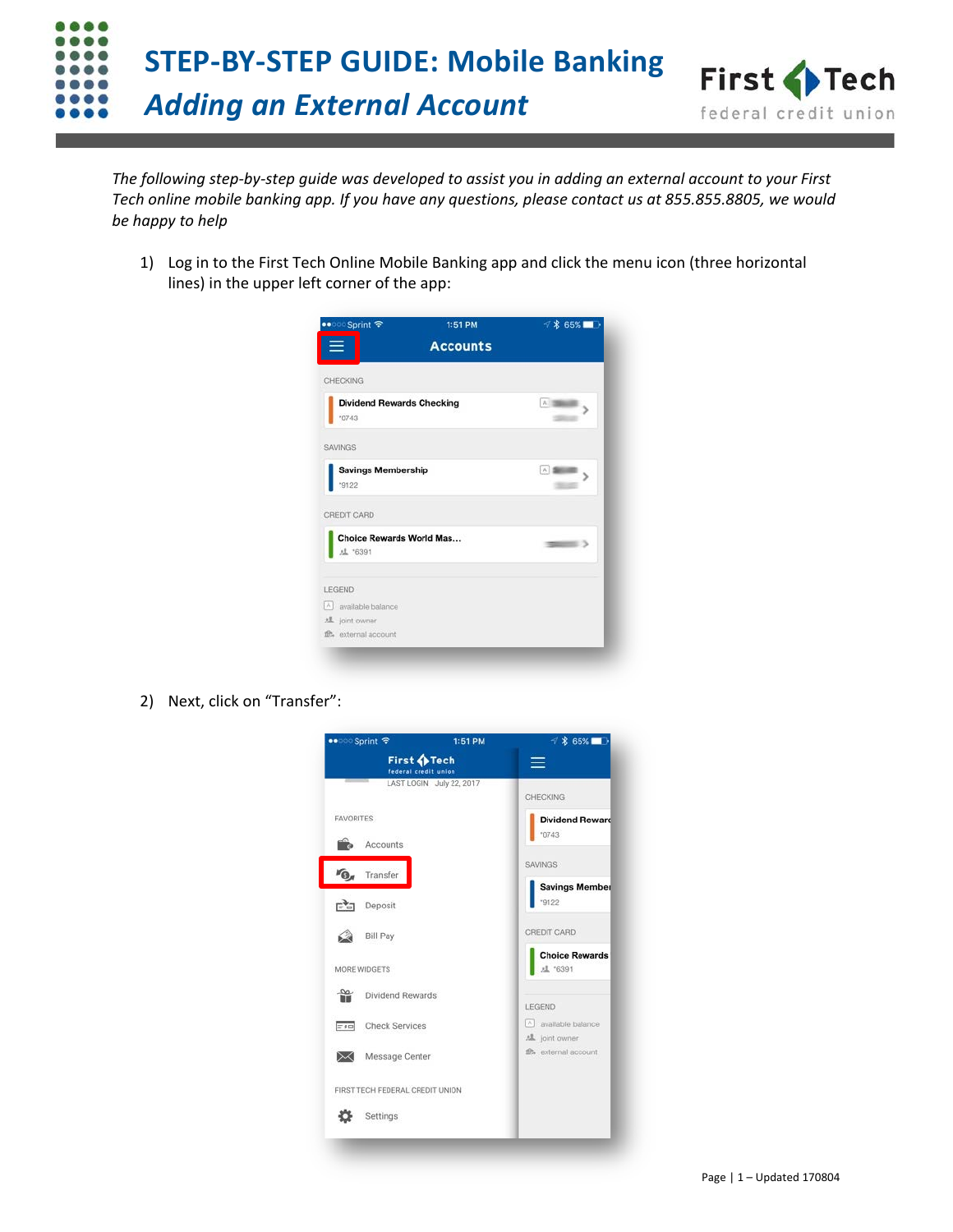# STEP-BY-STEP GUIDE: Mobile Banking

## *Adding an External Account*

*The following step-by-step guide was developed to assist you in adding an external account to your First Tech online mobile banking app. If you have any questions, please contact us at 855.855.8805, we would be happy to help*

1) Log in to the First Tech Online Mobile Banking app and click the menu icon (three horizontal lines) in the upper left corner of the app:

2) Next, click on "Transfer":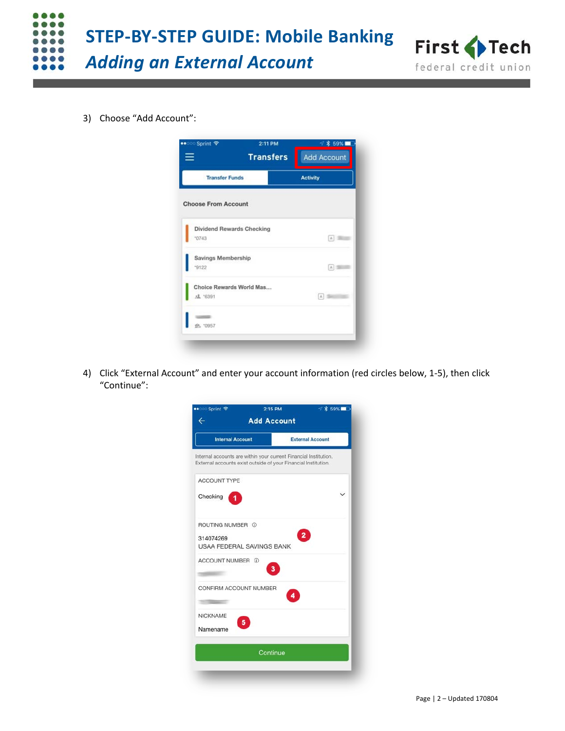3) Choose "Add Account":

4) Click "External Account" and enter your account information (red circles below, 1-5), then click "Continue":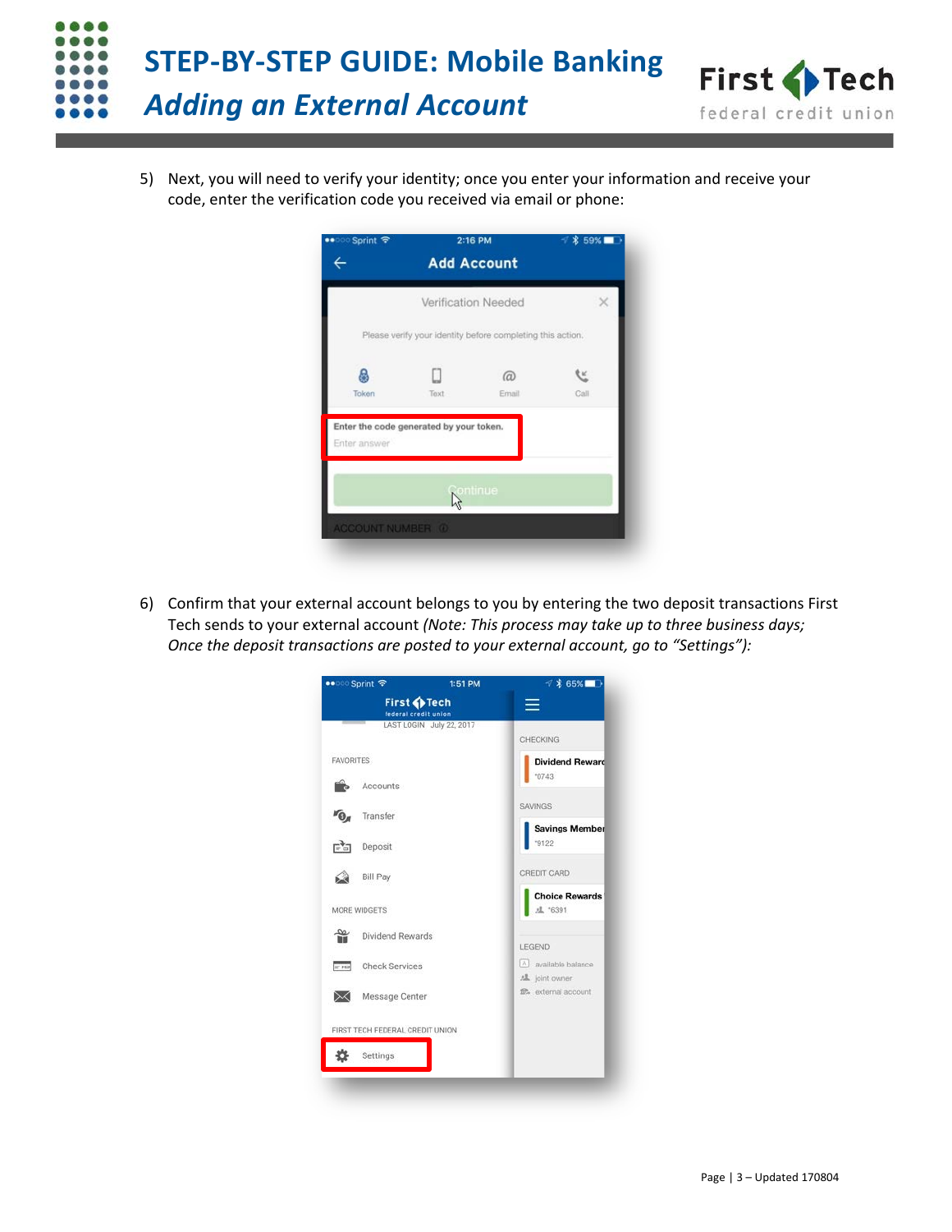5) Next, you will need to verify your identity; once you enter your information and receive your code, enter the verification code you received via email or phone:

6) Confirm that your external account belongs to you by entering the two deposit transactions First Tech sends to your external account *(Note: This process may take up to three business days; Once the deposit transactions are posted to your external account, go to “Settings”):*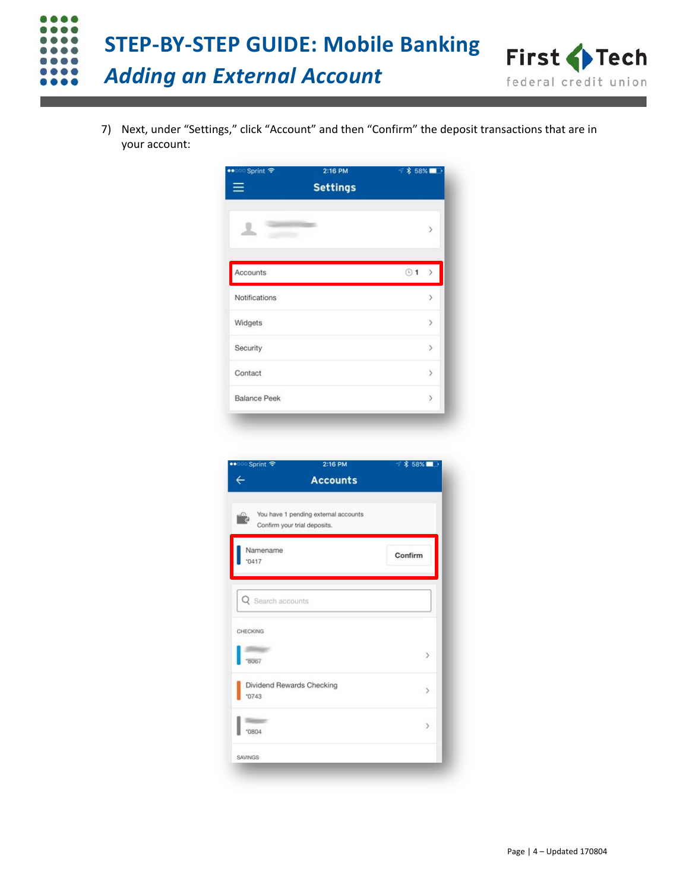7) Next, under “Settings,” click “Account” and then “Confirm” the deposit transactions that are in your account: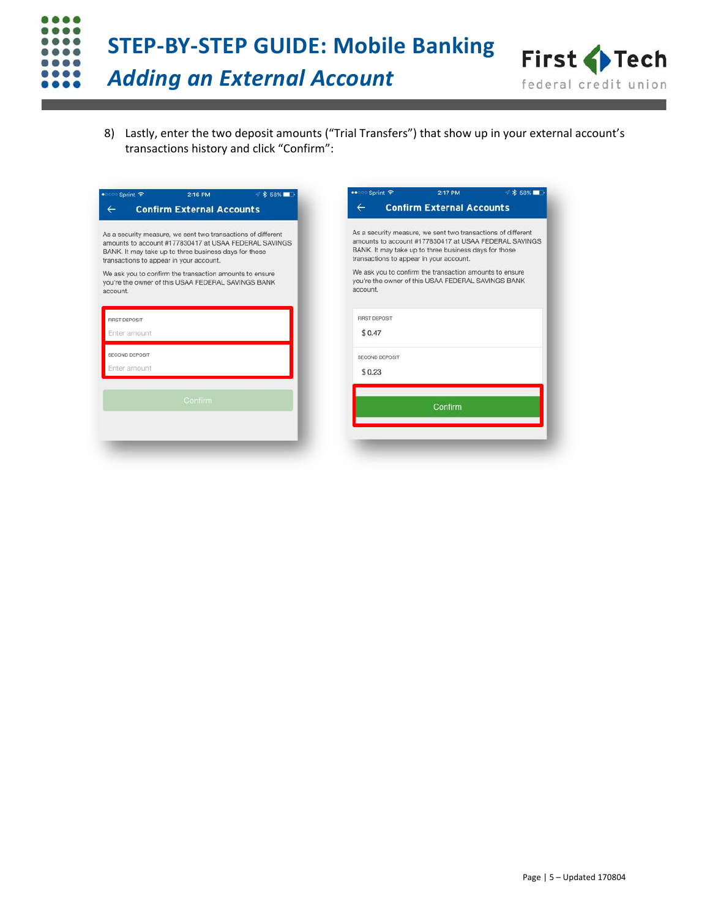8) Lastly, enter the two deposit amounts ("Trial Transfers") that show up in your external account's transactions history and click "Confirm":

Confirm External Accounts

As a security measure, we sent two transactions of different amounts to account #177830417 at USAA FEDERAL SAVINGS BANK. It may take up to three business days for those transactions to appear in your account.

We ask you to confirm the transaction amounts to ensure you're the owner of this USAA FEDERAL SAVINGS BANK account.

FIRST DEPOSIT
Enter amount

SECOND DEPOSIT
Enter amount

Confirm

Confirm External Accounts

As a security measure, we sent two transactions of different amounts to account #177830417 at USAA FEDERAL SAVINGS BANK. It may take up to three business days for those transactions to appear in your account.

We ask you to confirm the transaction amounts to ensure you're the owner of this USAA FEDERAL SAVINGS BANK account.

FIRST DEPOSIT
$ 0.47

SECOND DEPOSIT
$ 0.23

Confirm